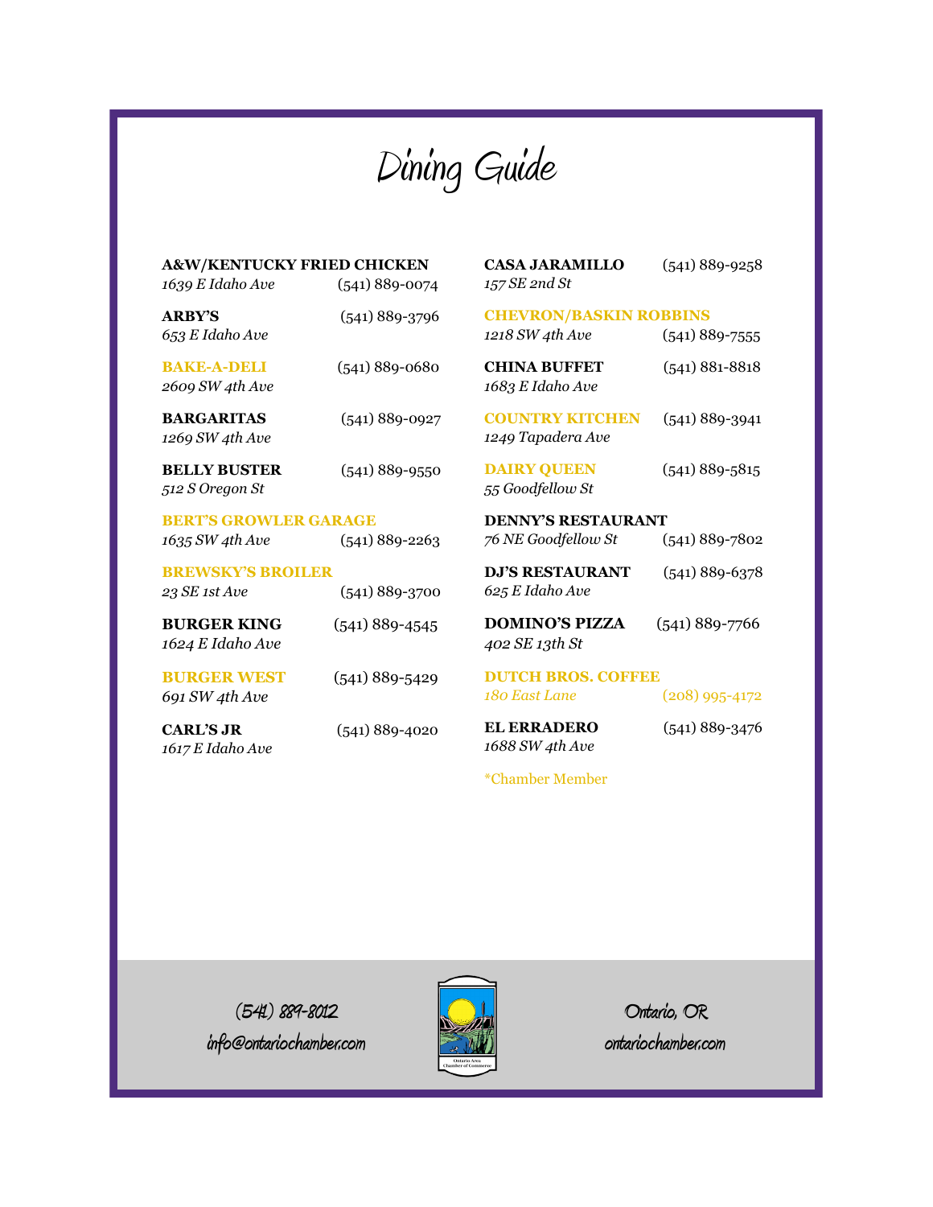# Dining Guide

**A&W/KENTUCKY FRIED CHICKEN**
*1639 E Idaho Ave* (541) 889-0074

**ARBY'S** (541) 889-3796
*653 E Idaho Ave*

**BAKE-A-DELI** (541) 889-0680
*2609 SW 4th Ave*

**BARGARITAS** (541) 889-0927
*1269 SW 4th Ave*

**BELLY BUSTER** (541) 889-9550
*512 S Oregon St*

**BERT'S GROWLER GARAGE**
*1635 SW 4th Ave* (541) 889-2263

**BREWSKY'S BROILER**
*23 SE 1st Ave* (541) 889-3700

**BURGER KING** (541) 889-4545
*1624 E Idaho Ave*

**BURGER WEST** (541) 889-5429
*691 SW 4th Ave*

**CARL'S JR** (541) 889-4020
*1617 E Idaho Ave*

**CASA JARAMILLO** (541) 889-9258
*157 SE 2nd St*

**CHEVRON/BASKIN ROBBINS**
*1218 SW 4th Ave* (541) 889-7555

**CHINA BUFFET** (541) 881-8818
*1683 E Idaho Ave*

**COUNTRY KITCHEN** (541) 889-3941
*1249 Tapadera Ave*

**DAIRY QUEEN** (541) 889-5815
*55 Goodfellow St*

**DENNY'S RESTAURANT**
*76 NE Goodfellow St* (541) 889-7802

**DJ'S RESTAURANT** (541) 889-6378
*625 E Idaho Ave*

**DOMINO'S PIZZA** (541) 889-7766
*402 SE 13th St*

**DUTCH BROS. COFFEE**
*180 East Lane* (208) 995-4172

**EL ERRADERO** (541) 889-3476
*1688 SW 4th Ave*

*Chamber Member

(541) 889-8012
info@ontariochamber.com

Ontario, OR
ontariochamber.com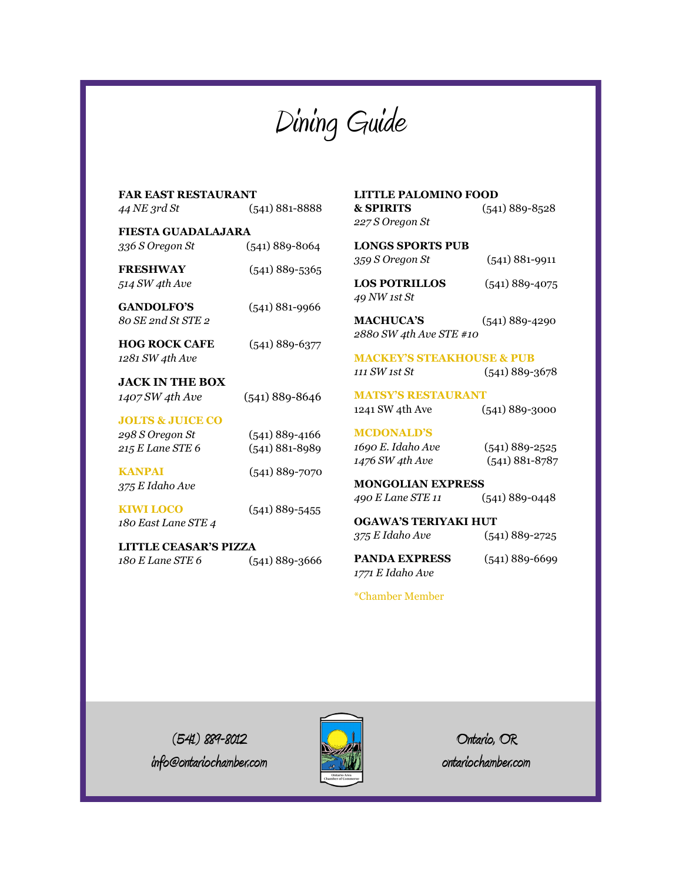# Dining Guide

**FAR EAST RESTAURANT**
*44 NE 3rd St* (541) 881-8888

**FIESTA GUADALAJARA**
*336 S Oregon St* (541) 889-8064

**FRESHWAY** (541) 889-5365
*514 SW 4th Ave*

**GANDOLFO'S** (541) 881-9966
*80 SE 2nd St STE 2*

**HOG ROCK CAFE** (541) 889-6377
*1281 SW 4th Ave*

**JACK IN THE BOX**
*1407 SW 4th Ave* (541) 889-8646

**JOLTS & JUICE CO**
*298 S Oregon St* (541) 889-4166
*215 E Lane STE 6* (541) 881-8989

**KANPAI** (541) 889-7070
*375 E Idaho Ave*

**KIWI LOCO** (541) 889-5455
*180 East Lane STE 4*

**LITTLE CEASAR'S PIZZA**
*180 E Lane STE 6* (541) 889-3666

**LITTLE PALOMINO FOOD & SPIRITS** (541) 889-8528
*227 S Oregon St*

**LONGS SPORTS PUB**
*359 S Oregon St* (541) 881-9911

**LOS POTRILLOS** (541) 889-4075
*49 NW 1st St*

**MACHUCA'S** (541) 889-4290
*2880 SW 4th Ave STE #10*

**MACKEY'S STEAKHOUSE & PUB**
*111 SW 1st St* (541) 889-3678

**MATSY'S RESTAURANT**
1241 SW 4th Ave (541) 889-3000

**MCDONALD'S**
*1690 E. Idaho Ave* (541) 889-2525
*1476 SW 4th Ave* (541) 881-8787

**MONGOLIAN EXPRESS**
*490 E Lane STE 11* (541) 889-0448

**OGAWA'S TERIYAKI HUT**
*375 E Idaho Ave* (541) 889-2725

**PANDA EXPRESS** (541) 889-6699
*1771 E Idaho Ave*

*Chamber Member

(541) 889-8012
info@ontariochamber.com

Ontario Area Chamber of Commerce

Ontario, OR
ontariochamber.com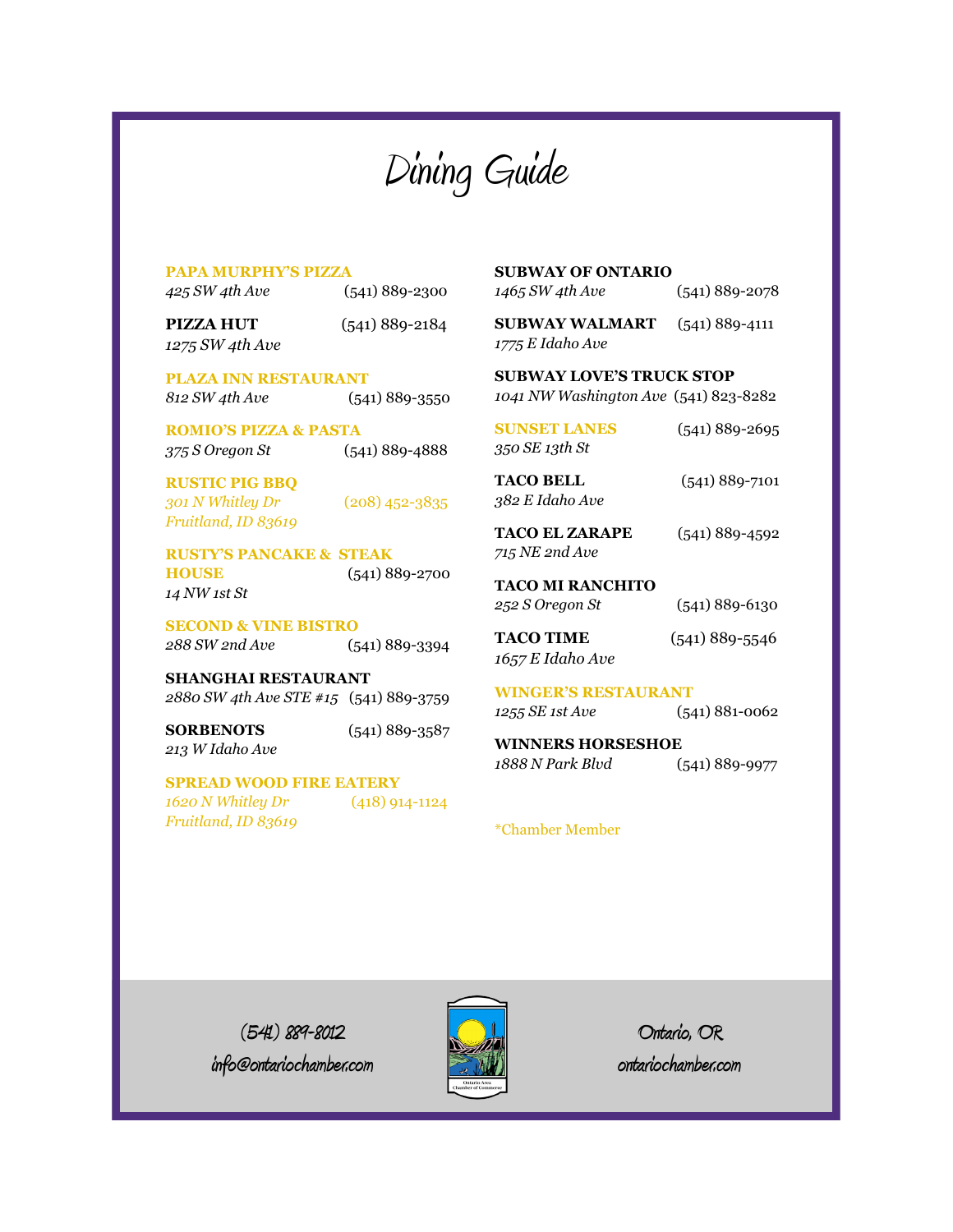# Dining Guide

**PAPA MURPHY'S PIZZA**
*425 SW 4th Ave* (541) 889-2300

**PIZZA HUT** (541) 889-2184
*1275 SW 4th Ave*

**PLAZA INN RESTAURANT**
*812 SW 4th Ave* (541) 889-3550

**ROMIO'S PIZZA & PASTA**
*375 S Oregon St* (541) 889-4888

**RUSTIC PIG BBQ**
*301 N Whitley Dr* (208) 452-3835
*Fruitland, ID 83619*

**RUSTY'S PANCAKE & STEAK HOUSE** (541) 889-2700
*14 NW 1st St*

**SECOND & VINE BISTRO**
*288 SW 2nd Ave* (541) 889-3394

**SHANGHAI RESTAURANT**
*2880 SW 4th Ave STE #15* (541) 889-3759

**SORBENOTS** (541) 889-3587
*213 W Idaho Ave*

**SPREAD WOOD FIRE EATERY**
*1620 N Whitley Dr* (418) 914-1124
*Fruitland, ID 83619*

**SUBWAY OF ONTARIO**
*1465 SW 4th Ave* (541) 889-2078

**SUBWAY WALMART** (541) 889-4111
*1775 E Idaho Ave*

**SUBWAY LOVE'S TRUCK STOP**
*1041 NW Washington Ave* (541) 823-8282

**SUNSET LANES** (541) 889-2695
*350 SE 13th St*

**TACO BELL** (541) 889-7101
*382 E Idaho Ave*

**TACO EL ZARAPE** (541) 889-4592
*715 NE 2nd Ave*

**TACO MI RANCHITO**
*252 S Oregon St* (541) 889-6130

**TACO TIME** (541) 889-5546
*1657 E Idaho Ave*

**WINGER'S RESTAURANT**
*1255 SE 1st Ave* (541) 881-0062

**WINNERS HORSESHOE**
*1888 N Park Blvd* (541) 889-9977

*Chamber Member

(541) 889-8012
info@ontariochamber.com

Ontario Area Chamber of Commerce

Ontario, OR
ontariochamber.com